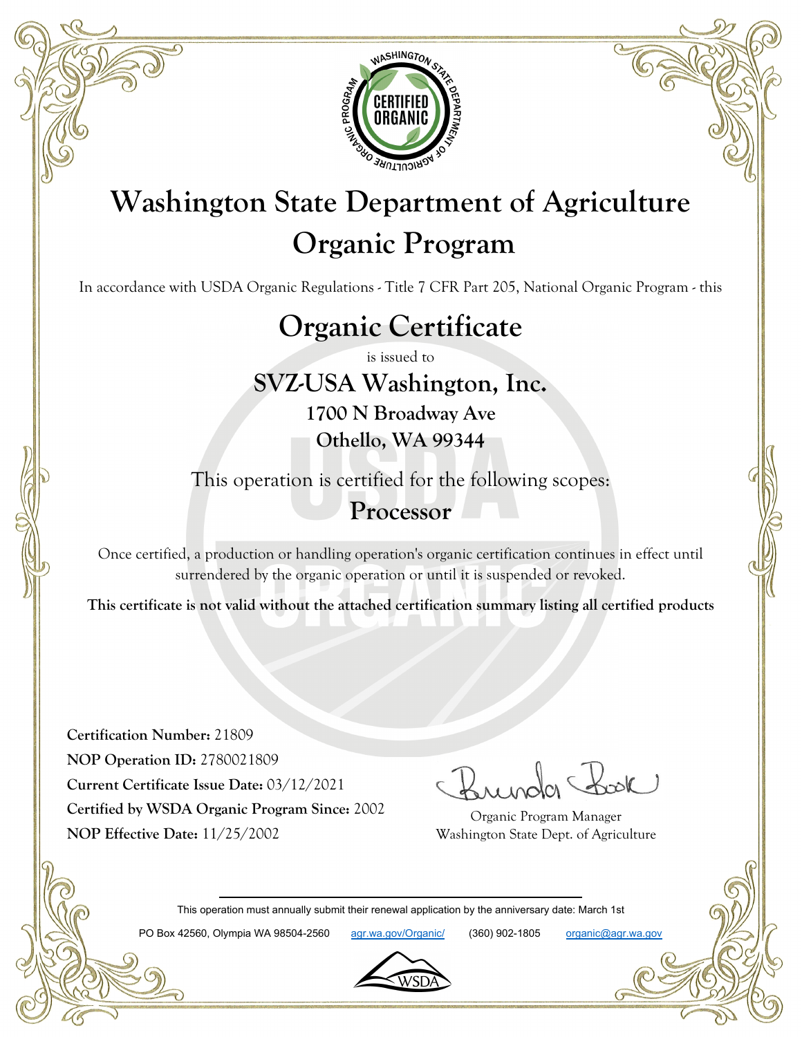# Washington State Department of Agriculture Organic Program

In accordance with USDA Organic Regulations - Title 7 CFR Part 205, National Organic Program - this

## Organic Certificate

is issued to

## SVZ-USA Washington, Inc.

**1700 N Broadway Ave**

**Othello, WA 99344**

This operation is certified for the following scopes:

**Processor**

Once certified, a production or handling operation's organic certification continues in effect until surrendered by the organic operation or until it is suspended or revoked.

**This certificate is not valid without the attached certification summary listing all certified products**

**Certification Number:** 21809

**NOP Operation ID:** 2780021809

**Current Certificate Issue Date:** 03/12/2021

**Certified by WSDA Organic Program Since:** 2002

**NOP Effective Date:** 11/25/2002

Brenda Book

Organic Program Manager
Washington State Dept. of Agriculture

This operation must annually submit their renewal application by the anniversary date: March 1st

PO Box 42560, Olympia WA 98504-2560 agr.wa.gov/Organic/ (360) 902-1805 organic@agr.wa.gov

WSDA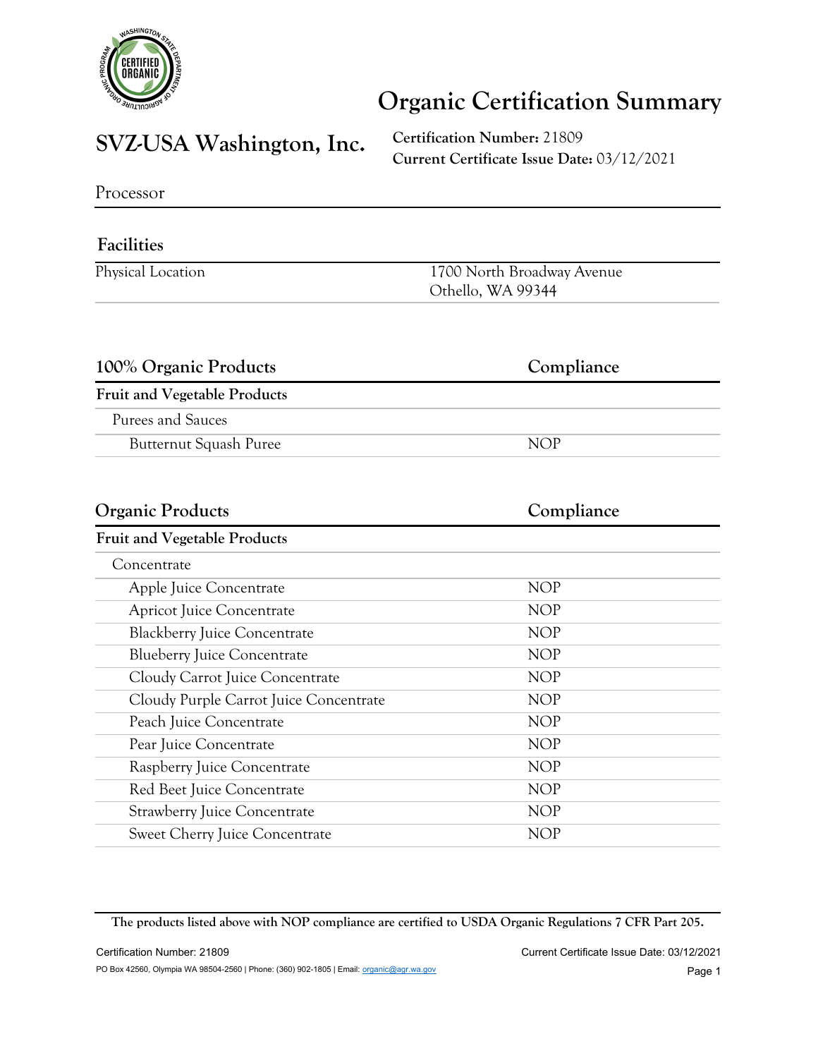# Organic Certification Summary

## SVZ-USA Washington, Inc.

**Certification Number:** 21809
**Current Certificate Issue Date:** 03/12/2021

Processor

### Facilities

| Physical Location | 1700 North Broadway Avenue<br>Othello, WA 99344 |
|---|---|

### 100% Organic Products

| 100% Organic Products | Compliance |
|---|---|
| **Fruit and Vegetable Products** | |
| Purees and Sauces | |
| Butternut Squash Puree | NOP |

### Organic Products

| Organic Products | Compliance |
|---|---|
| **Fruit and Vegetable Products** | |
| Concentrate | |
| Apple Juice Concentrate | NOP |
| Apricot Juice Concentrate | NOP |
| Blackberry Juice Concentrate | NOP |
| Blueberry Juice Concentrate | NOP |
| Cloudy Carrot Juice Concentrate | NOP |
| Cloudy Purple Carrot Juice Concentrate | NOP |
| Peach Juice Concentrate | NOP |
| Pear Juice Concentrate | NOP |
| Raspberry Juice Concentrate | NOP |
| Red Beet Juice Concentrate | NOP |
| Strawberry Juice Concentrate | NOP |
| Sweet Cherry Juice Concentrate | NOP |

**The products listed above with NOP compliance are certified to USDA Organic Regulations 7 CFR Part 205.**

PO Box 42560, Olympia WA 98504-2560 | Phone: (360) 902-1805 | Email: organic@agr.wa.gov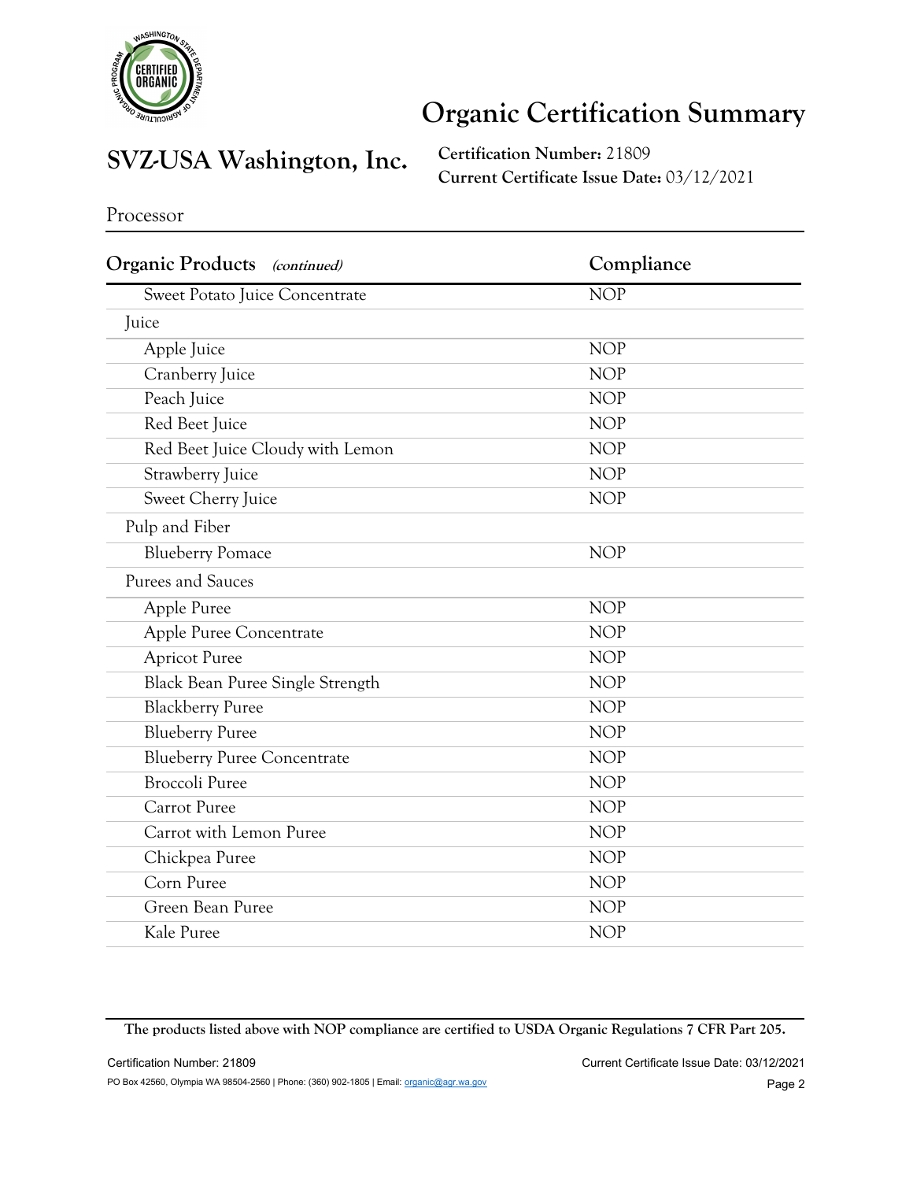# Organic Certification Summary

## SVZ-USA Washington, Inc.

**Certification Number:** 21809
**Current Certificate Issue Date:** 03/12/2021

Processor

| Organic Products *(continued)* | Compliance |
|---|---|
| Sweet Potato Juice Concentrate | NOP |
| Juice | |
| Apple Juice | NOP |
| Cranberry Juice | NOP |
| Peach Juice | NOP |
| Red Beet Juice | NOP |
| Red Beet Juice Cloudy with Lemon | NOP |
| Strawberry Juice | NOP |
| Sweet Cherry Juice | NOP |
| Pulp and Fiber | |
| Blueberry Pomace | NOP |
| Purees and Sauces | |
| Apple Puree | NOP |
| Apple Puree Concentrate | NOP |
| Apricot Puree | NOP |
| Black Bean Puree Single Strength | NOP |
| Blackberry Puree | NOP |
| Blueberry Puree | NOP |
| Blueberry Puree Concentrate | NOP |
| Broccoli Puree | NOP |
| Carrot Puree | NOP |
| Carrot with Lemon Puree | NOP |
| Chickpea Puree | NOP |
| Corn Puree | NOP |
| Green Bean Puree | NOP |
| Kale Puree | NOP |

**The products listed above with NOP compliance are certified to USDA Organic Regulations 7 CFR Part 205.**

PO Box 42560, Olympia WA 98504-2560 | Phone: (360) 902-1805 | Email: organic@agr.wa.gov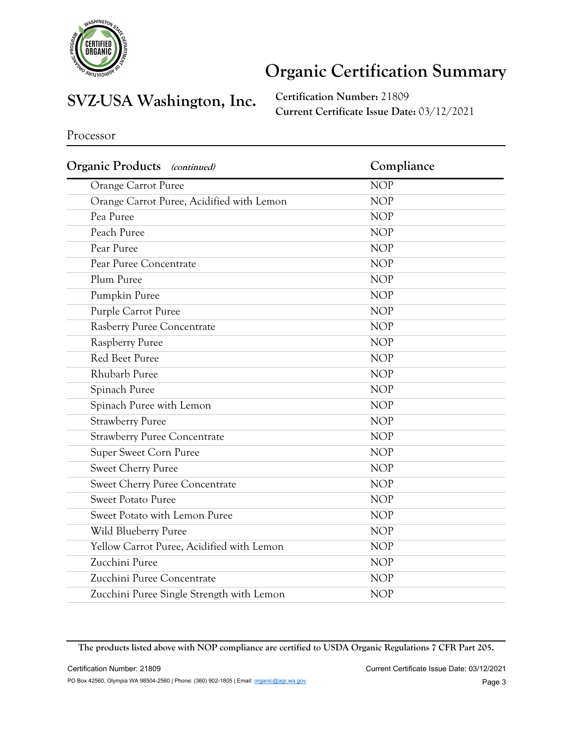# Organic Certification Summary

## SVZ-USA Washington, Inc.

**Certification Number:** 21809
**Current Certificate Issue Date:** 03/12/2021

Processor

| **Organic Products** *(continued)* | **Compliance** |
|---|---|
| Orange Carrot Puree | NOP |
| Orange Carrot Puree, Acidified with Lemon | NOP |
| Pea Puree | NOP |
| Peach Puree | NOP |
| Pear Puree | NOP |
| Pear Puree Concentrate | NOP |
| Plum Puree | NOP |
| Pumpkin Puree | NOP |
| Purple Carrot Puree | NOP |
| Rasberry Puree Concentrate | NOP |
| Raspberry Puree | NOP |
| Red Beet Puree | NOP |
| Rhubarb Puree | NOP |
| Spinach Puree | NOP |
| Spinach Puree with Lemon | NOP |
| Strawberry Puree | NOP |
| Strawberry Puree Concentrate | NOP |
| Super Sweet Corn Puree | NOP |
| Sweet Cherry Puree | NOP |
| Sweet Cherry Puree Concentrate | NOP |
| Sweet Potato Puree | NOP |
| Sweet Potato with Lemon Puree | NOP |
| Wild Blueberry Puree | NOP |
| Yellow Carrot Puree, Acidified with Lemon | NOP |
| Zucchini Puree | NOP |
| Zucchini Puree Concentrate | NOP |
| Zucchini Puree Single Strength with Lemon | NOP |

**The products listed above with NOP compliance are certified to USDA Organic Regulations 7 CFR Part 205.**

PO Box 42560, Olympia WA 98504-2560 | Phone: (360) 902-1805 | Email: organic@agr.wa.gov